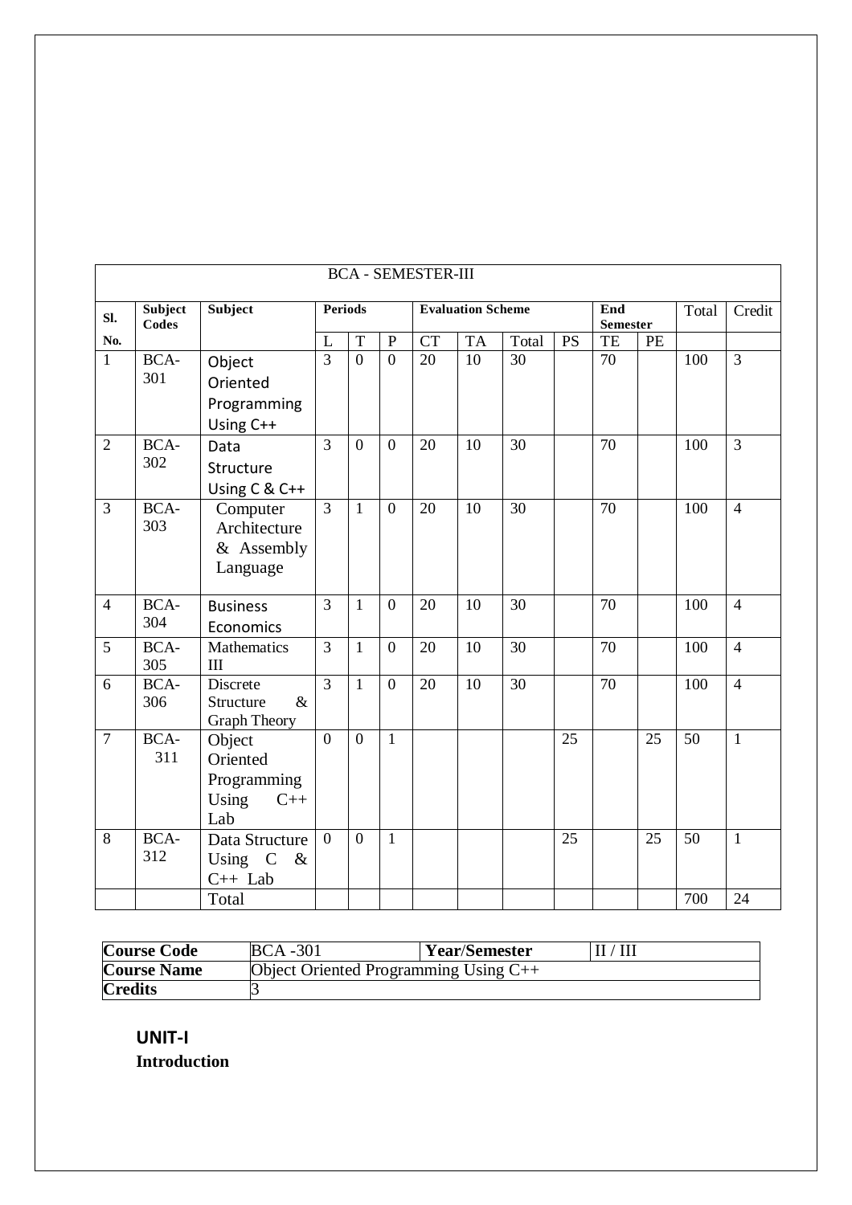| BCA - SEMESTER-III | | | | | | | | | | | | | |
|---|---|---|---|---|---|---|---|---|---|---|---|---|---|
| **Sl. No.** | **Subject Codes** | **Subject** | **Periods** | | | **Evaluation Scheme** | | | | **End Semester** | | Total | Credit |
| | | | L | T | P | CT | TA | Total | PS | TE | PE | | |
| 1 | BCA-301 | Object Oriented Programming Using C++ | 3 | 0 | 0 | 20 | 10 | 30 | | 70 | | 100 | 3 |
| 2 | BCA-302 | Data Structure Using C & C++ | 3 | 0 | 0 | 20 | 10 | 30 | | 70 | | 100 | 3 |
| 3 | BCA-303 | Computer Architecture & Assembly Language | 3 | 1 | 0 | 20 | 10 | 30 | | 70 | | 100 | 4 |
| 4 | BCA-304 | Business Economics | 3 | 1 | 0 | 20 | 10 | 30 | | 70 | | 100 | 4 |
| 5 | BCA-305 | Mathematics III | 3 | 1 | 0 | 20 | 10 | 30 | | 70 | | 100 | 4 |
| 6 | BCA-306 | Discrete Structure & Graph Theory | 3 | 1 | 0 | 20 | 10 | 30 | | 70 | | 100 | 4 |
| 7 | BCA-311 | Object Oriented Programming Using C++ Lab | 0 | 0 | 1 | | | | 25 | | 25 | 50 | 1 |
| 8 | BCA-312 | Data Structure Using C & C++ Lab | 0 | 0 | 1 | | | | 25 | | 25 | 50 | 1 |
| | | Total | | | | | | | | | | 700 | 24 |

| **Course Code** | BCA -301 | **Year/Semester** | II / III |
|---|---|---|---|
| **Course Name** | Object Oriented Programming Using C++ | | |
| **Credits** | 3 | | |

## UNIT-I

**Introduction**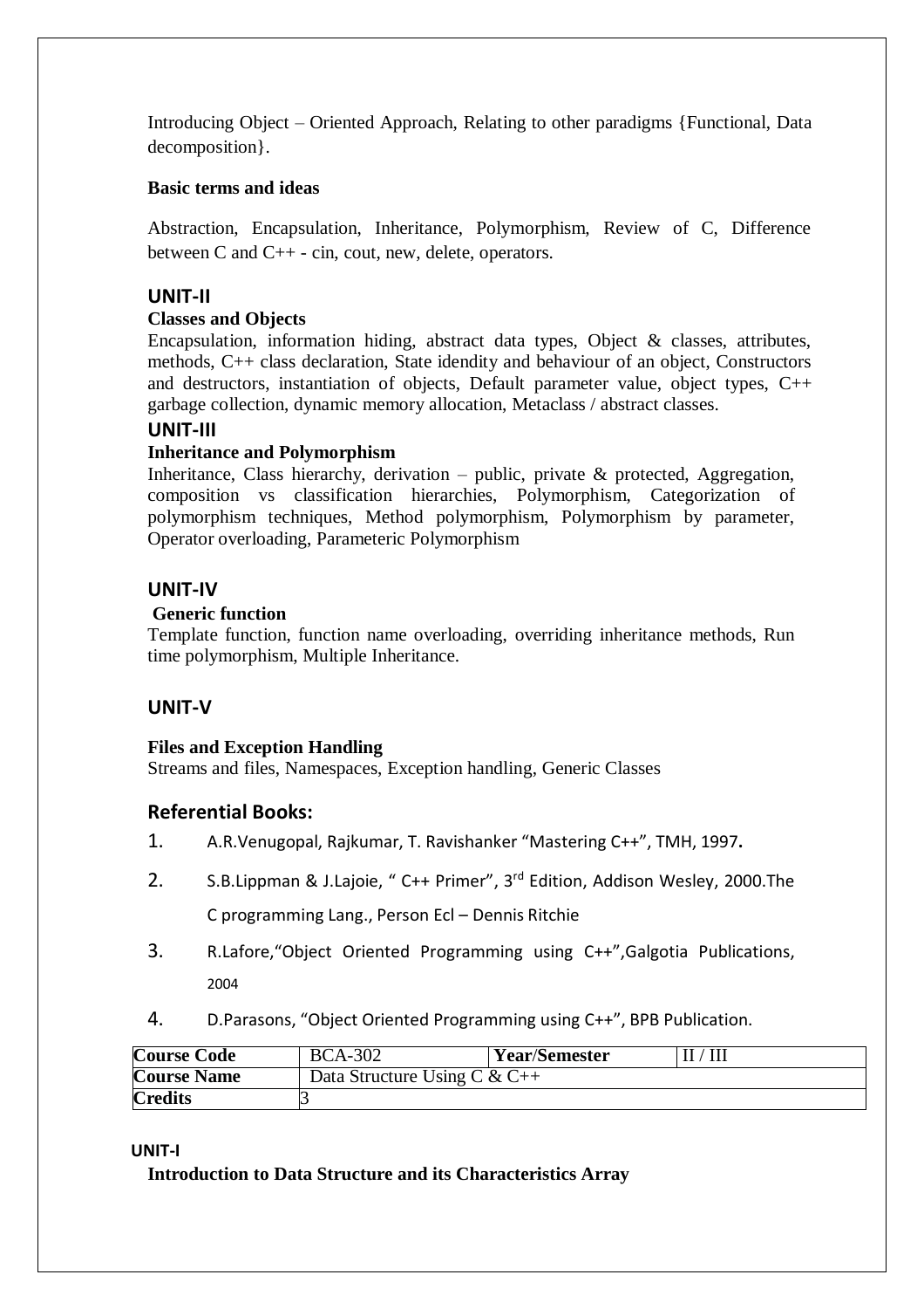Introducing Object – Oriented Approach, Relating to other paradigms {Functional, Data decomposition}.

**Basic terms and ideas**

Abstraction, Encapsulation, Inheritance, Polymorphism, Review of C, Difference between C and C++ - cin, cout, new, delete, operators.

## UNIT-II

**Classes and Objects**

Encapsulation, information hiding, abstract data types, Object & classes, attributes, methods, C++ class declaration, State idendity and behaviour of an object, Constructors and destructors, instantiation of objects, Default parameter value, object types, C++ garbage collection, dynamic memory allocation, Metaclass / abstract classes.

## UNIT-III

**Inheritance and Polymorphism**

Inheritance, Class hierarchy, derivation – public, private & protected, Aggregation, composition vs classification hierarchies, Polymorphism, Categorization of polymorphism techniques, Method polymorphism, Polymorphism by parameter, Operator overloading, Parameteric Polymorphism

## UNIT-IV

**Generic function**

Template function, function name overloading, overriding inheritance methods, Run time polymorphism, Multiple Inheritance.

## UNIT-V

**Files and Exception Handling**

Streams and files, Namespaces, Exception handling, Generic Classes

## Referential Books:

1. A.R.Venugopal, Rajkumar, T. Ravishanker "Mastering C++", TMH, 1997.
2. S.B.Lippman & J.Lajoie, " C++ Primer", 3rd Edition, Addison Wesley, 2000.The C programming Lang., Person Ecl – Dennis Ritchie
3. R.Lafore,"Object Oriented Programming using C++",Galgotia Publications, 2004
4. D.Parasons, "Object Oriented Programming using C++", BPB Publication.

| **Course Code** | BCA-302 | **Year/Semester** | II / III |
|---|---|---|---|
| **Course Name** | Data Structure Using C & C++ | | |
| **Credits** | 3 | | |

**UNIT-I**

**Introduction to Data Structure and its Characteristics Array**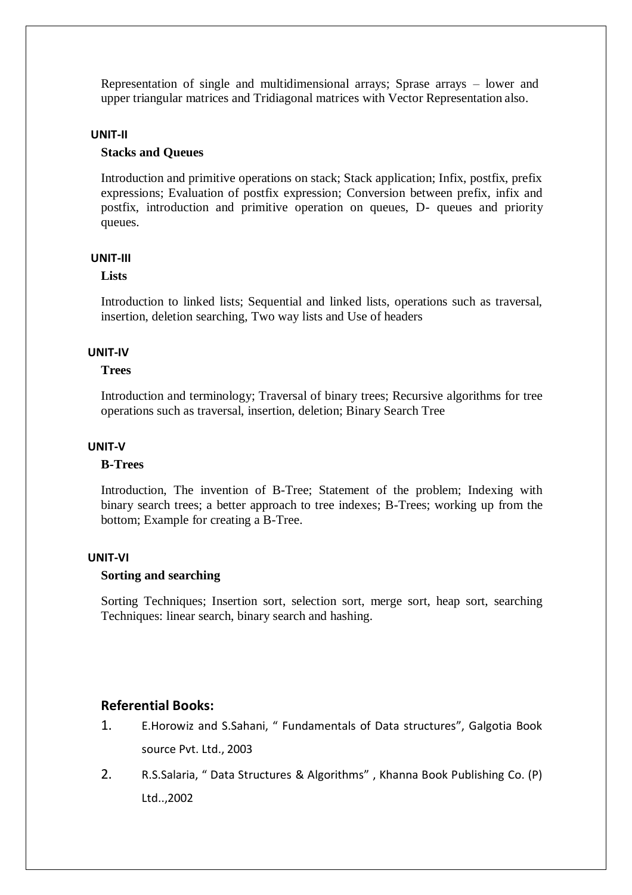Representation of single and multidimensional arrays; Sprase arrays – lower and upper triangular matrices and Tridiagonal matrices with Vector Representation also.

**UNIT-II**

**Stacks and Queues**

Introduction and primitive operations on stack; Stack application; Infix, postfix, prefix expressions; Evaluation of postfix expression; Conversion between prefix, infix and postfix, introduction and primitive operation on queues, D- queues and priority queues.

**UNIT-III**

**Lists**

Introduction to linked lists; Sequential and linked lists, operations such as traversal, insertion, deletion searching, Two way lists and Use of headers

**UNIT-IV**

**Trees**

Introduction and terminology; Traversal of binary trees; Recursive algorithms for tree operations such as traversal, insertion, deletion; Binary Search Tree

**UNIT-V**

**B-Trees**

Introduction, The invention of B-Tree; Statement of the problem; Indexing with binary search trees; a better approach to tree indexes; B-Trees; working up from the bottom; Example for creating a B-Tree.

**UNIT-VI**

**Sorting and searching**

Sorting Techniques; Insertion sort, selection sort, merge sort, heap sort, searching Techniques: linear search, binary search and hashing.

## Referential Books:

1. E.Horowiz and S.Sahani, " Fundamentals of Data structures", Galgotia Book source Pvt. Ltd., 2003
2. R.S.Salaria, " Data Structures & Algorithms" , Khanna Book Publishing Co. (P) Ltd..,2002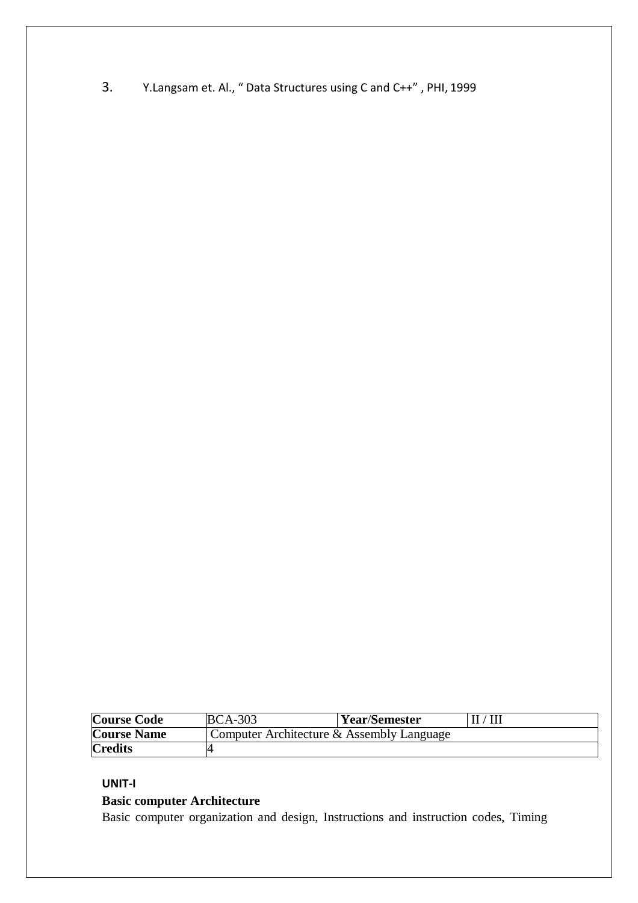3. Y.Langsam et. Al., " Data Structures using C and C++" , PHI, 1999

| **Course Code** | BCA-303 | **Year/Semester** | II / III |
|---|---|---|---|
| **Course Name** | Computer Architecture & Assembly Language | | |
| **Credits** | 4 | | |

**UNIT-I**

**Basic computer Architecture**

Basic computer organization and design, Instructions and instruction codes, Timing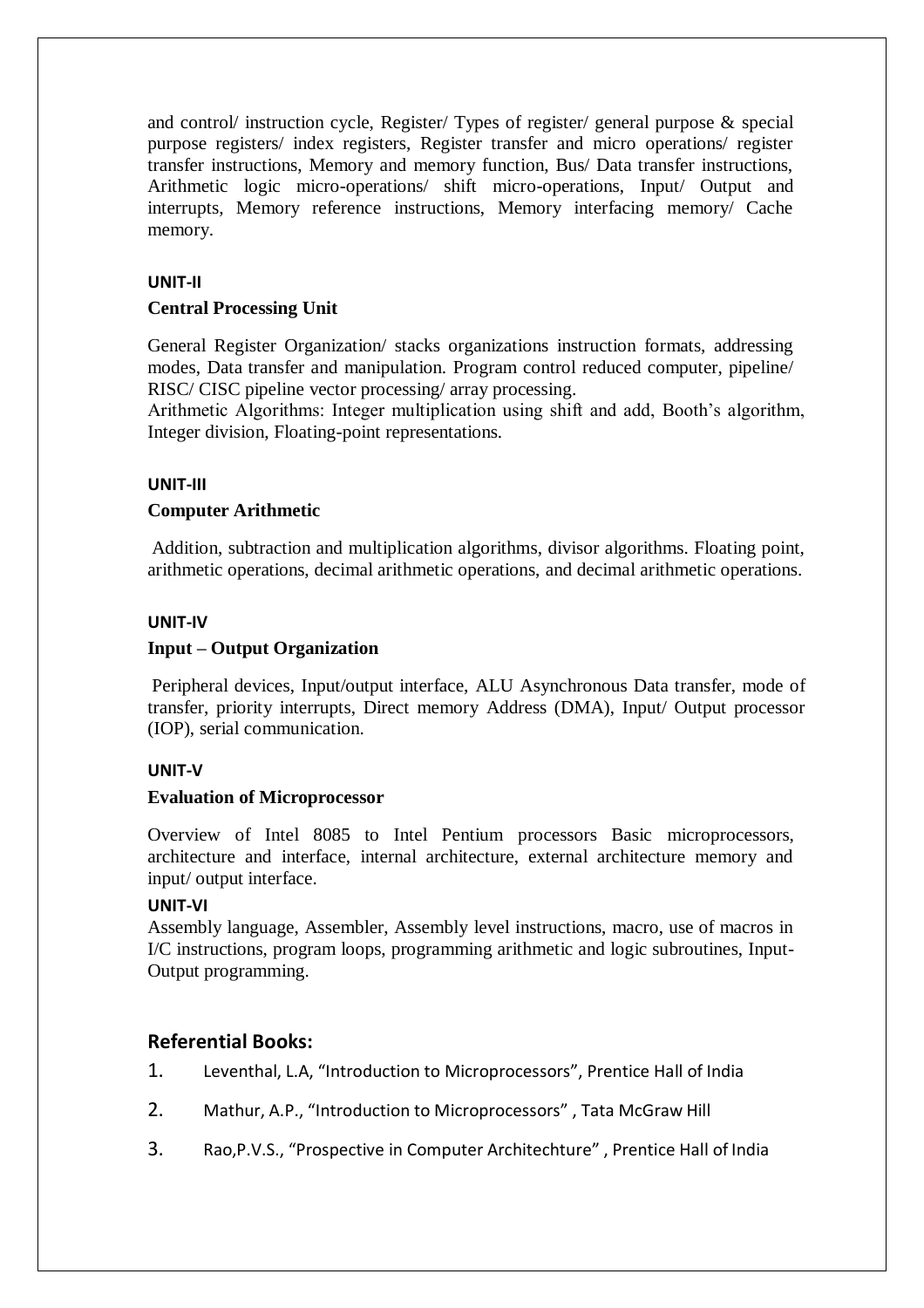and control/ instruction cycle, Register/ Types of register/ general purpose & special purpose registers/ index registers, Register transfer and micro operations/ register transfer instructions, Memory and memory function, Bus/ Data transfer instructions, Arithmetic logic micro-operations/ shift micro-operations, Input/ Output and interrupts, Memory reference instructions, Memory interfacing memory/ Cache memory.

**UNIT-II**

**Central Processing Unit**

General Register Organization/ stacks organizations instruction formats, addressing modes, Data transfer and manipulation. Program control reduced computer, pipeline/ RISC/ CISC pipeline vector processing/ array processing.
Arithmetic Algorithms: Integer multiplication using shift and add, Booth's algorithm, Integer division, Floating-point representations.

**UNIT-III**

**Computer Arithmetic**

Addition, subtraction and multiplication algorithms, divisor algorithms. Floating point, arithmetic operations, decimal arithmetic operations, and decimal arithmetic operations.

**UNIT-IV**

**Input – Output Organization**

Peripheral devices, Input/output interface, ALU Asynchronous Data transfer, mode of transfer, priority interrupts, Direct memory Address (DMA), Input/ Output processor (IOP), serial communication.

**UNIT-V**

**Evaluation of Microprocessor**

Overview of Intel 8085 to Intel Pentium processors Basic microprocessors, architecture and interface, internal architecture, external architecture memory and input/ output interface.

**UNIT-VI**

Assembly language, Assembler, Assembly level instructions, macro, use of macros in I/C instructions, program loops, programming arithmetic and logic subroutines, Input-Output programming.

## Referential Books:

1. Leventhal, L.A, "Introduction to Microprocessors", Prentice Hall of India
2. Mathur, A.P., "Introduction to Microprocessors" , Tata McGraw Hill
3. Rao,P.V.S., "Prospective in Computer Architechture" , Prentice Hall of India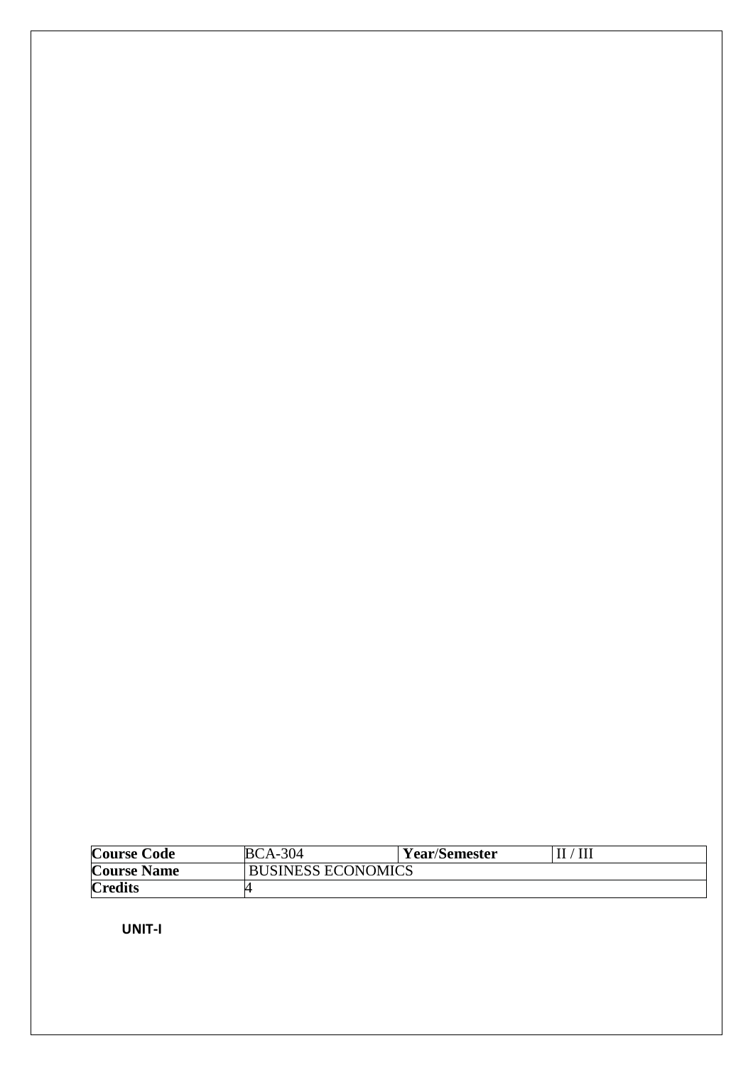| Course Code | BCA-304 | Year/Semester | II / III |
| --- | --- | --- | --- |
| Course Name | BUSINESS ECONOMICS | | |
| Credits | 4 | | |

**UNIT-I**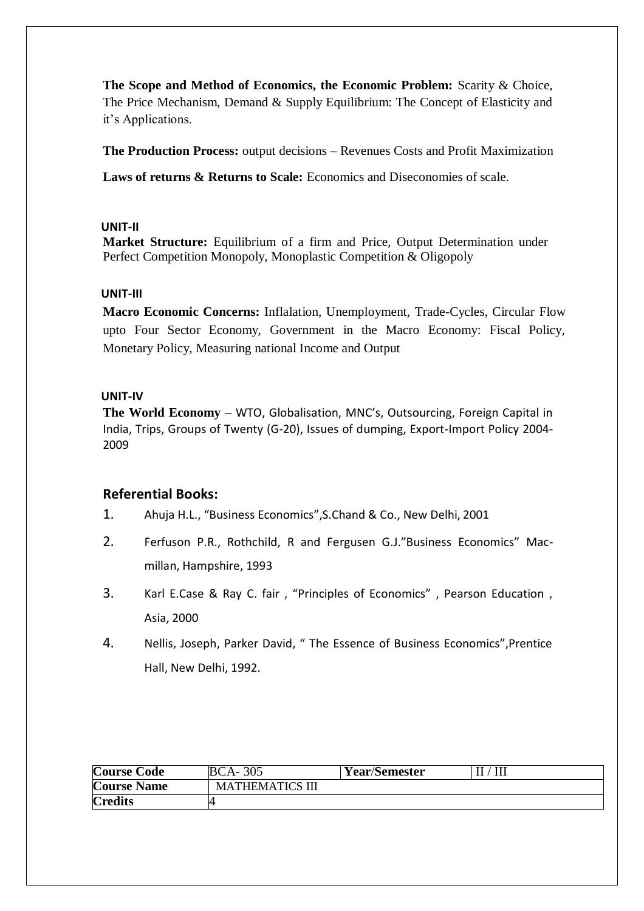**The Scope and Method of Economics, the Economic Problem:** Scarity & Choice, The Price Mechanism, Demand & Supply Equilibrium: The Concept of Elasticity and it's Applications.

**The Production Process:** output decisions – Revenues Costs and Profit Maximization

**Laws of returns & Returns to Scale:** Economics and Diseconomies of scale.

**UNIT-II**

**Market Structure:** Equilibrium of a firm and Price, Output Determination under Perfect Competition Monopoly, Monoplastic Competition & Oligopoly

**UNIT-III**

**Macro Economic Concerns:** Inflalation, Unemployment, Trade-Cycles, Circular Flow upto Four Sector Economy, Government in the Macro Economy: Fiscal Policy, Monetary Policy, Measuring national Income and Output

**UNIT-IV**

**The World Economy** – WTO, Globalisation, MNC's, Outsourcing, Foreign Capital in India, Trips, Groups of Twenty (G-20), Issues of dumping, Export-Import Policy 2004-2009

## Referential Books:

1. Ahuja H.L., "Business Economics",S.Chand & Co., New Delhi, 2001
2. Ferfuson P.R., Rothchild, R and Fergusen G.J."Business Economics" Mac-millan, Hampshire, 1993
3. Karl E.Case & Ray C. fair , "Principles of Economics" , Pearson Education , Asia, 2000
4. Nellis, Joseph, Parker David, " The Essence of Business Economics",Prentice Hall, New Delhi, 1992.

| Course Code | BCA- 305 | Year/Semester | II / III |
|---|---|---|---|
| Course Name | MATHEMATICS III | | |
| Credits | 4 | | |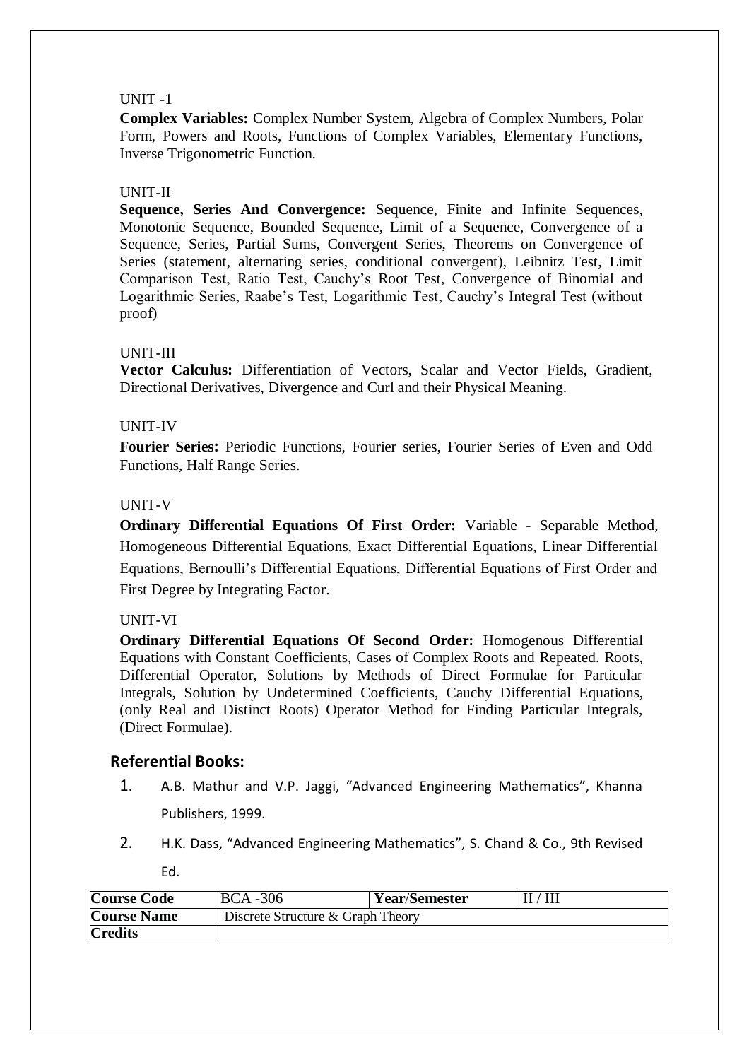UNIT -1

**Complex Variables:** Complex Number System, Algebra of Complex Numbers, Polar Form, Powers and Roots, Functions of Complex Variables, Elementary Functions, Inverse Trigonometric Function.

UNIT-II

**Sequence, Series And Convergence:** Sequence, Finite and Infinite Sequences, Monotonic Sequence, Bounded Sequence, Limit of a Sequence, Convergence of a Sequence, Series, Partial Sums, Convergent Series, Theorems on Convergence of Series (statement, alternating series, conditional convergent), Leibnitz Test, Limit Comparison Test, Ratio Test, Cauchy's Root Test, Convergence of Binomial and Logarithmic Series, Raabe's Test, Logarithmic Test, Cauchy's Integral Test (without proof)

UNIT-III

**Vector Calculus:** Differentiation of Vectors, Scalar and Vector Fields, Gradient, Directional Derivatives, Divergence and Curl and their Physical Meaning.

UNIT-IV

**Fourier Series:** Periodic Functions, Fourier series, Fourier Series of Even and Odd Functions, Half Range Series.

UNIT-V

**Ordinary Differential Equations Of First Order:** Variable - Separable Method, Homogeneous Differential Equations, Exact Differential Equations, Linear Differential Equations, Bernoulli's Differential Equations, Differential Equations of First Order and First Degree by Integrating Factor.

UNIT-VI

**Ordinary Differential Equations Of Second Order:** Homogenous Differential Equations with Constant Coefficients, Cases of Complex Roots and Repeated. Roots, Differential Operator, Solutions by Methods of Direct Formulae for Particular Integrals, Solution by Undetermined Coefficients, Cauchy Differential Equations, (only Real and Distinct Roots) Operator Method for Finding Particular Integrals, (Direct Formulae).

## Referential Books:

1. A.B. Mathur and V.P. Jaggi, "Advanced Engineering Mathematics", Khanna Publishers, 1999.
2. H.K. Dass, "Advanced Engineering Mathematics", S. Chand & Co., 9th Revised Ed.

| **Course Code** | BCA -306 | **Year/Semester** | II / III |
|---|---|---|---|
| **Course Name** | Discrete Structure & Graph Theory | | |
| **Credits** | | | |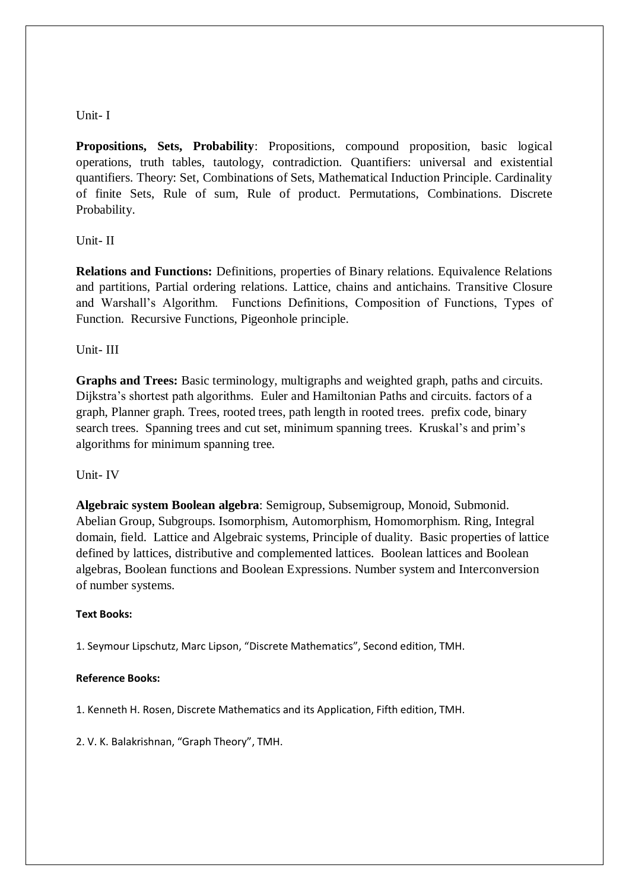Unit- I

**Propositions, Sets, Probability**: Propositions, compound proposition, basic logical operations, truth tables, tautology, contradiction. Quantifiers: universal and existential quantifiers. Theory: Set, Combinations of Sets, Mathematical Induction Principle. Cardinality of finite Sets, Rule of sum, Rule of product. Permutations, Combinations. Discrete Probability.

Unit- II

**Relations and Functions:** Definitions, properties of Binary relations. Equivalence Relations and partitions, Partial ordering relations. Lattice, chains and antichains. Transitive Closure and Warshall's Algorithm. Functions Definitions, Composition of Functions, Types of Function. Recursive Functions, Pigeonhole principle.

Unit- III

**Graphs and Trees:** Basic terminology, multigraphs and weighted graph, paths and circuits. Dijkstra's shortest path algorithms. Euler and Hamiltonian Paths and circuits. factors of a graph, Planner graph. Trees, rooted trees, path length in rooted trees. prefix code, binary search trees. Spanning trees and cut set, minimum spanning trees. Kruskal's and prim's algorithms for minimum spanning tree.

Unit- IV

**Algebraic system Boolean algebra**: Semigroup, Subsemigroup, Monoid, Submonid. Abelian Group, Subgroups. Isomorphism, Automorphism, Homomorphism. Ring, Integral domain, field. Lattice and Algebraic systems, Principle of duality. Basic properties of lattice defined by lattices, distributive and complemented lattices. Boolean lattices and Boolean algebras, Boolean functions and Boolean Expressions. Number system and Interconversion of number systems.

**Text Books:**

1. Seymour Lipschutz, Marc Lipson, "Discrete Mathematics", Second edition, TMH.

**Reference Books:**

1. Kenneth H. Rosen, Discrete Mathematics and its Application, Fifth edition, TMH.

2. V. K. Balakrishnan, "Graph Theory", TMH.